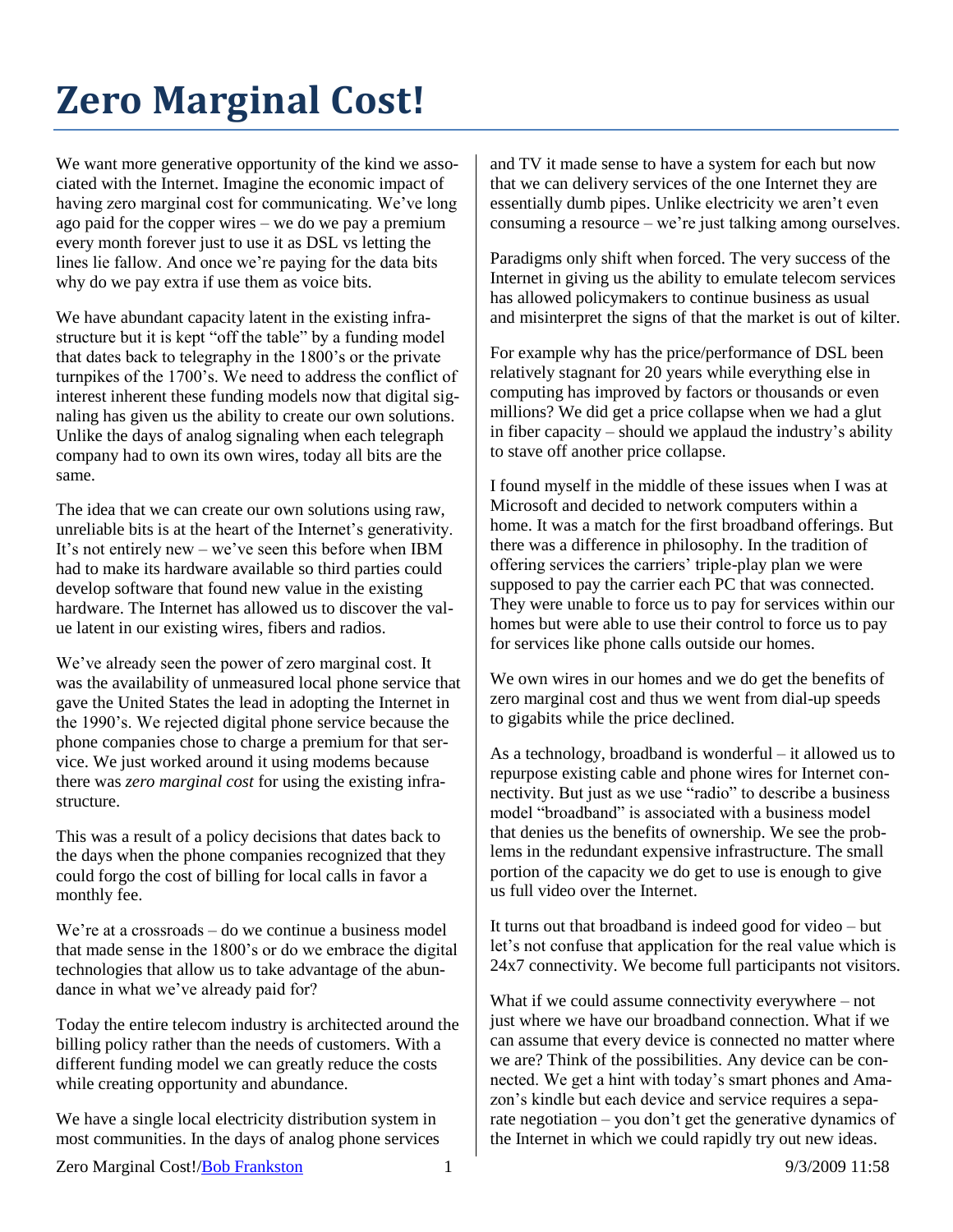# Zero Marginal Cost!

We want more generative opportunity of the kind we associated with the Internet. Imagine the economic impact of having zero marginal cost for communicating. We've long ago paid for the copper wires – we do we pay a premium every month forever just to use it as DSL vs letting the lines lie fallow. And once we're paying for the data bits why do we pay extra if use them as voice bits.

We have abundant capacity latent in the existing infrastructure but it is kept "off the table" by a funding model that dates back to telegraphy in the 1800's or the private turnpikes of the 1700's. We need to address the conflict of interest inherent these funding models now that digital signaling has given us the ability to create our own solutions. Unlike the days of analog signaling when each telegraph company had to own its own wires, today all bits are the same.

The idea that we can create our own solutions using raw, unreliable bits is at the heart of the Internet's generativity. It's not entirely new – we've seen this before when IBM had to make its hardware available so third parties could develop software that found new value in the existing hardware. The Internet has allowed us to discover the value latent in our existing wires, fibers and radios.

We've already seen the power of zero marginal cost. It was the availability of unmeasured local phone service that gave the United States the lead in adopting the Internet in the 1990's. We rejected digital phone service because the phone companies chose to charge a premium for that service. We just worked around it using modems because there was *zero marginal cost* for using the existing infrastructure.

This was a result of a policy decisions that dates back to the days when the phone companies recognized that they could forgo the cost of billing for local calls in favor a monthly fee.

We're at a crossroads – do we continue a business model that made sense in the 1800's or do we embrace the digital technologies that allow us to take advantage of the abundance in what we've already paid for?

Today the entire telecom industry is architected around the billing policy rather than the needs of customers. With a different funding model we can greatly reduce the costs while creating opportunity and abundance.

We have a single local electricity distribution system in most communities. In the days of analog phone services and TV it made sense to have a system for each but now that we can delivery services of the one Internet they are essentially dumb pipes. Unlike electricity we aren't even consuming a resource – we're just talking among ourselves.

Paradigms only shift when forced. The very success of the Internet in giving us the ability to emulate telecom services has allowed policymakers to continue business as usual and misinterpret the signs of that the market is out of kilter.

For example why has the price/performance of DSL been relatively stagnant for 20 years while everything else in computing has improved by factors or thousands or even millions? We did get a price collapse when we had a glut in fiber capacity – should we applaud the industry's ability to stave off another price collapse.

I found myself in the middle of these issues when I was at Microsoft and decided to network computers within a home. It was a match for the first broadband offerings. But there was a difference in philosophy. In the tradition of offering services the carriers' triple-play plan we were supposed to pay the carrier each PC that was connected. They were unable to force us to pay for services within our homes but were able to use their control to force us to pay for services like phone calls outside our homes.

We own wires in our homes and we do get the benefits of zero marginal cost and thus we went from dial-up speeds to gigabits while the price declined.

As a technology, broadband is wonderful – it allowed us to repurpose existing cable and phone wires for Internet connectivity. But just as we use "radio" to describe a business model "broadband" is associated with a business model that denies us the benefits of ownership. We see the problems in the redundant expensive infrastructure. The small portion of the capacity we do get to use is enough to give us full video over the Internet.

It turns out that broadband is indeed good for video – but let's not confuse that application for the real value which is 24x7 connectivity. We become full participants not visitors.

What if we could assume connectivity everywhere – not just where we have our broadband connection. What if we can assume that every device is connected no matter where we are? Think of the possibilities. Any device can be connected. We get a hint with today's smart phones and Amazon's kindle but each device and service requires a separate negotiation – you don't get the generative dynamics of the Internet in which we could rapidly try out new ideas.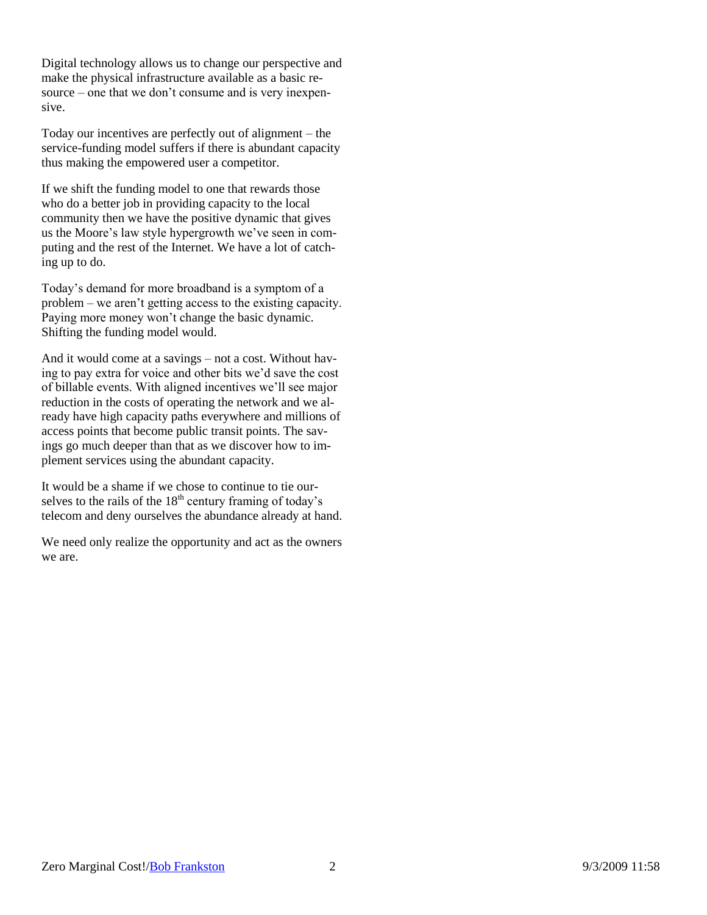Digital technology allows us to change our perspective and make the physical infrastructure available as a basic resource – one that we don't consume and is very inexpensive.

Today our incentives are perfectly out of alignment – the service-funding model suffers if there is abundant capacity thus making the empowered user a competitor.

If we shift the funding model to one that rewards those who do a better job in providing capacity to the local community then we have the positive dynamic that gives us the Moore's law style hypergrowth we've seen in computing and the rest of the Internet. We have a lot of catching up to do.

Today's demand for more broadband is a symptom of a problem – we aren't getting access to the existing capacity. Paying more money won't change the basic dynamic. Shifting the funding model would.

And it would come at a savings – not a cost. Without having to pay extra for voice and other bits we'd save the cost of billable events. With aligned incentives we'll see major reduction in the costs of operating the network and we already have high capacity paths everywhere and millions of access points that become public transit points. The savings go much deeper than that as we discover how to implement services using the abundant capacity.

It would be a shame if we chose to continue to tie ourselves to the rails of the 18th century framing of today's telecom and deny ourselves the abundance already at hand.

We need only realize the opportunity and act as the owners we are.